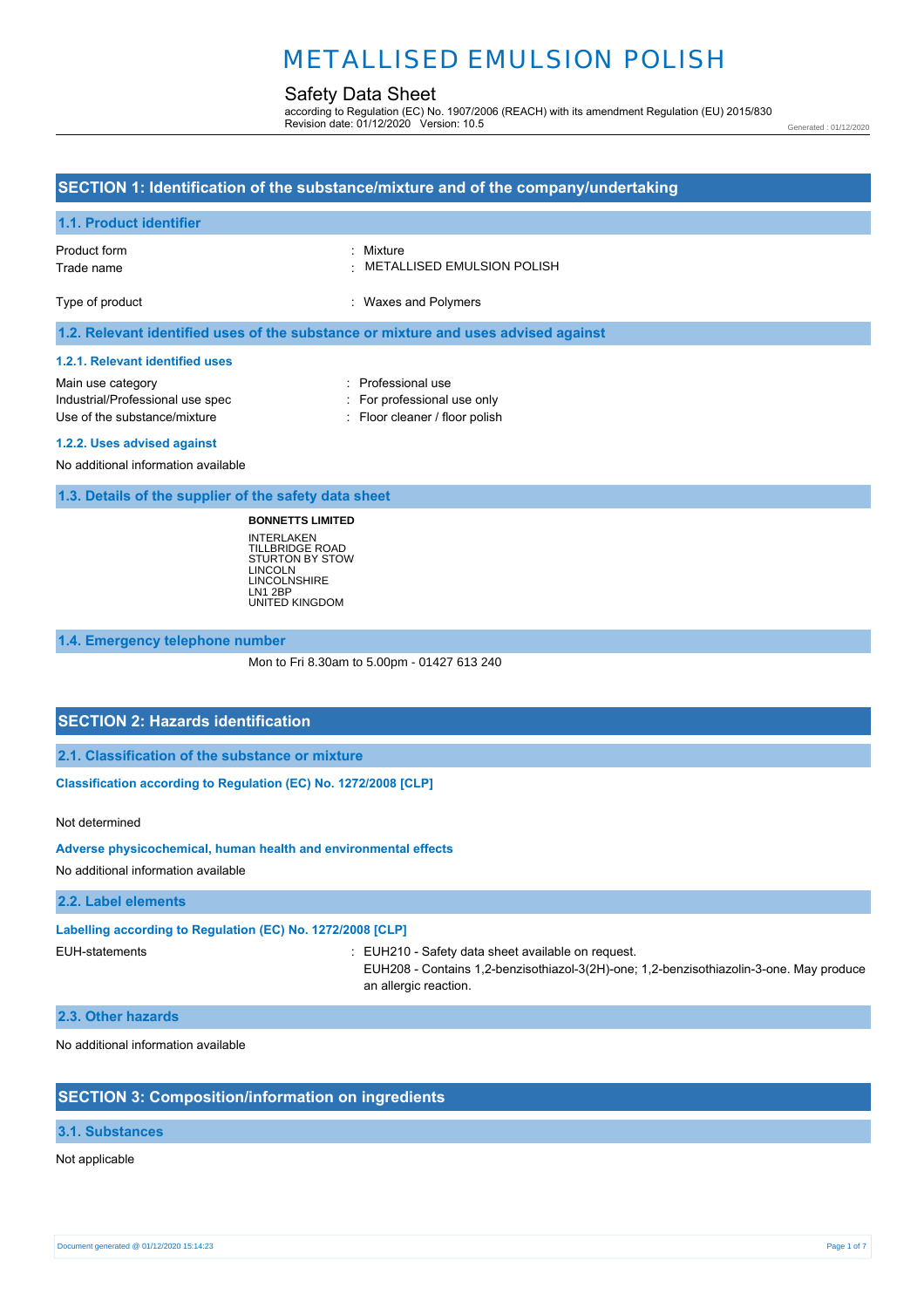# METALLISED EMULSION POLISH

## Safety Data Sheet

according to Regulation (EC) No. 1907/2006 (REACH) with its amendment Regulation (EU) 2015/830
Revision date: 01/12/2020 Version: 10.5

Generated : 01/12/2020

## SECTION 1: Identification of the substance/mixture and of the company/undertaking

### 1.1. Product identifier

Product form : Mixture
Trade name : METALLISED EMULSION POLISH

Type of product : Waxes and Polymers

### 1.2. Relevant identified uses of the substance or mixture and uses advised against

#### 1.2.1. Relevant identified uses

Main use category : Professional use
Industrial/Professional use spec : For professional use only
Use of the substance/mixture : Floor cleaner / floor polish

#### 1.2.2. Uses advised against

No additional information available

### 1.3. Details of the supplier of the safety data sheet

**BONNETTS LIMITED**
INTERLAKEN
TILLBRIDGE ROAD
STURTON BY STOW
LINCOLN
LINCOLNSHIRE
LN1 2BP
UNITED KINGDOM

### 1.4. Emergency telephone number

Mon to Fri 8.30am to 5.00pm - 01427 613 240

## SECTION 2: Hazards identification

### 2.1. Classification of the substance or mixture

#### Classification according to Regulation (EC) No. 1272/2008 [CLP]

Not determined

#### Adverse physicochemical, human health and environmental effects

No additional information available

### 2.2. Label elements

#### Labelling according to Regulation (EC) No. 1272/2008 [CLP]

EUH-statements : EUH210 - Safety data sheet available on request.
EUH208 - Contains 1,2-benzisothiazol-3(2H)-one; 1,2-benzisothiazolin-3-one. May produce an allergic reaction.

### 2.3. Other hazards

No additional information available

## SECTION 3: Composition/information on ingredients

### 3.1. Substances

Not applicable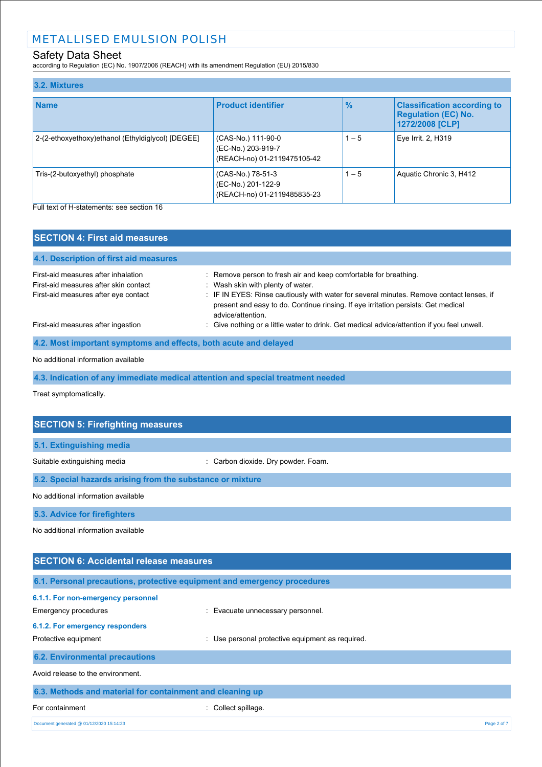### 3.2. Mixtures

| Name | Product identifier | % | Classification according to Regulation (EC) No. 1272/2008 [CLP] |
|---|---|---|---|
| 2-(2-ethoxyethoxy)ethanol (Ethyldiglycol) [DEGEE] | (CAS-No.) 111-90-0<br>(EC-No.) 203-919-7<br>(REACH-no) 01-2119475105-42 | 1 – 5 | Eye Irrit. 2, H319 |
| Tris-(2-butoxyethyl) phosphate | (CAS-No.) 78-51-3<br>(EC-No.) 201-122-9<br>(REACH-no) 01-2119485835-23 | 1 – 5 | Aquatic Chronic 3, H412 |

Full text of H-statements: see section 16

## SECTION 4: First aid measures

### 4.1. Description of first aid measures

First-aid measures after inhalation : Remove person to fresh air and keep comfortable for breathing.

First-aid measures after skin contact : Wash skin with plenty of water.

First-aid measures after eye contact : IF IN EYES: Rinse cautiously with water for several minutes. Remove contact lenses, if present and easy to do. Continue rinsing. If eye irritation persists: Get medical advice/attention.

First-aid measures after ingestion : Give nothing or a little water to drink. Get medical advice/attention if you feel unwell.

### 4.2. Most important symptoms and effects, both acute and delayed

No additional information available

### 4.3. Indication of any immediate medical attention and special treatment needed

Treat symptomatically.

## SECTION 5: Firefighting measures

### 5.1. Extinguishing media

Suitable extinguishing media : Carbon dioxide. Dry powder. Foam.

### 5.2. Special hazards arising from the substance or mixture

No additional information available

### 5.3. Advice for firefighters

No additional information available

## SECTION 6: Accidental release measures

### 6.1. Personal precautions, protective equipment and emergency procedures

#### 6.1.1. For non-emergency personnel

Emergency procedures : Evacuate unnecessary personnel.

#### 6.1.2. For emergency responders

Protective equipment : Use personal protective equipment as required.

### 6.2. Environmental precautions

Avoid release to the environment.

### 6.3. Methods and material for containment and cleaning up

For containment : Collect spillage.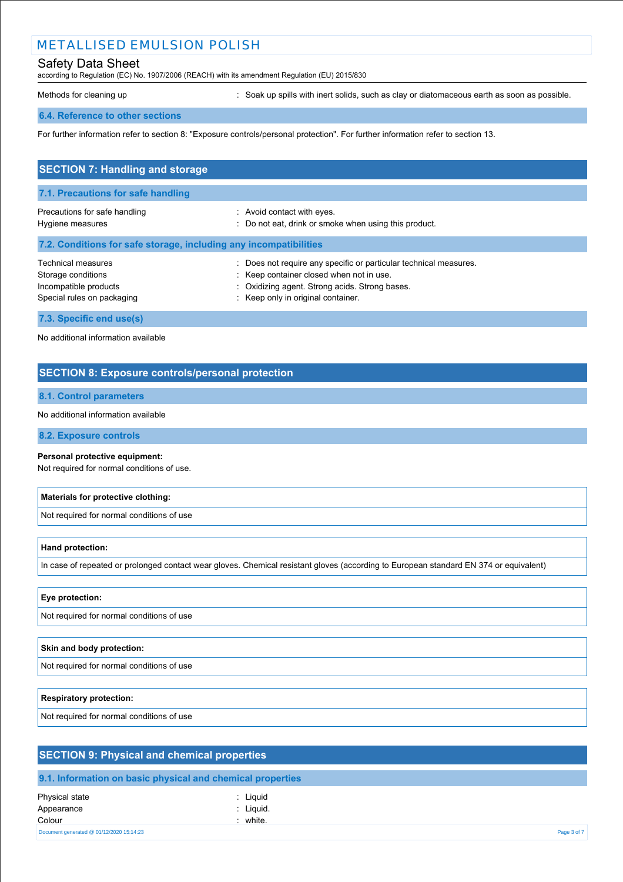Methods for cleaning up : Soak up spills with inert solids, such as clay or diatomaceous earth as soon as possible.

### 6.4. Reference to other sections

For further information refer to section 8: "Exposure controls/personal protection". For further information refer to section 13.

## SECTION 7: Handling and storage

### 7.1. Precautions for safe handling

| | |
|---|---|
| Precautions for safe handling | : Avoid contact with eyes. |
| Hygiene measures | : Do not eat, drink or smoke when using this product. |

### 7.2. Conditions for safe storage, including any incompatibilities

| | |
|---|---|
| Technical measures | : Does not require any specific or particular technical measures. |
| Storage conditions | : Keep container closed when not in use. |
| Incompatible products | : Oxidizing agent. Strong acids. Strong bases. |
| Special rules on packaging | : Keep only in original container. |

### 7.3. Specific end use(s)

No additional information available

## SECTION 8: Exposure controls/personal protection

### 8.1. Control parameters

No additional information available

### 8.2. Exposure controls

**Personal protective equipment:**
Not required for normal conditions of use.

| **Materials for protective clothing:** |
|---|
| Not required for normal conditions of use |

| **Hand protection:** |
|---|
| In case of repeated or prolonged contact wear gloves. Chemical resistant gloves (according to European standard EN 374 or equivalent) |

| **Eye protection:** |
|---|
| Not required for normal conditions of use |

| **Skin and body protection:** |
|---|
| Not required for normal conditions of use |

| **Respiratory protection:** |
|---|
| Not required for normal conditions of use |

## SECTION 9: Physical and chemical properties

### 9.1. Information on basic physical and chemical properties

| | |
|---|---|
| Physical state | : Liquid |
| Appearance | : Liquid. |
| Colour | : white. |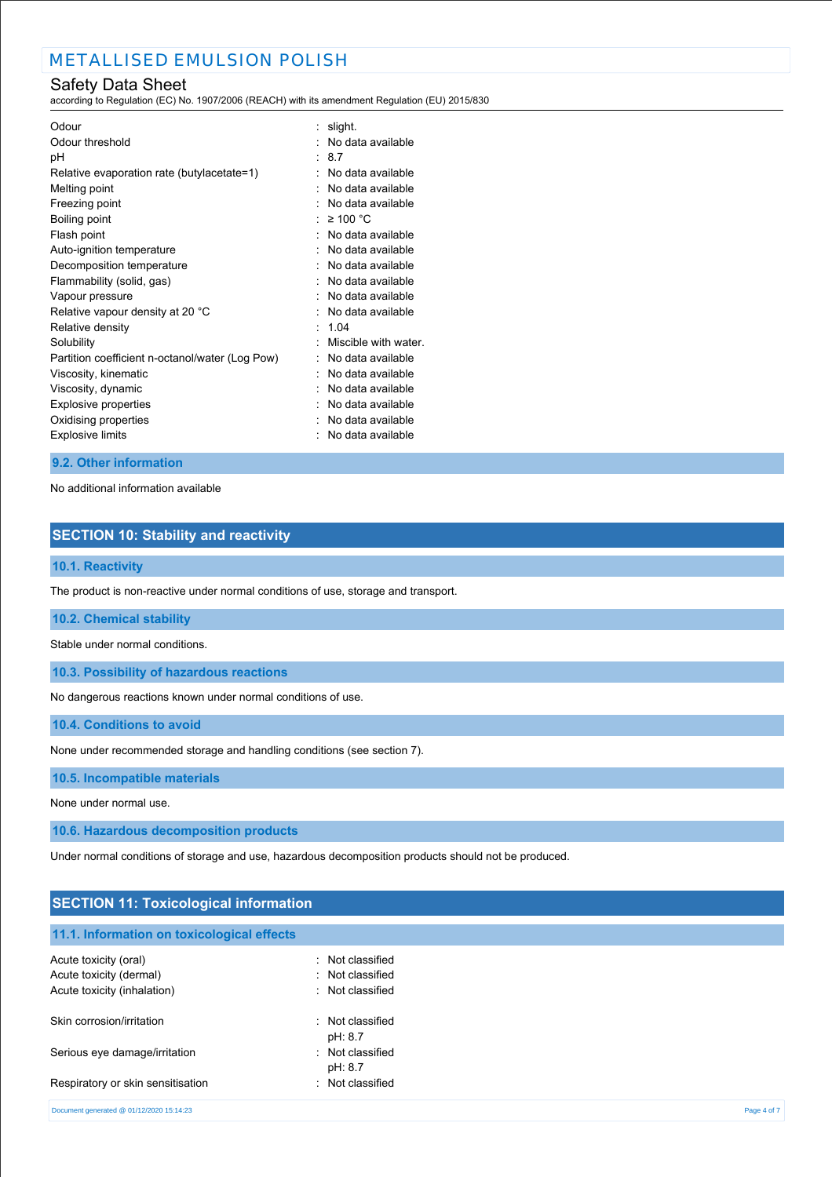| | |
|---|---|
| Odour | : slight. |
| Odour threshold | : No data available |
| pH | : 8.7 |
| Relative evaporation rate (butylacetate=1) | : No data available |
| Melting point | : No data available |
| Freezing point | : No data available |
| Boiling point | : ≥ 100 °C |
| Flash point | : No data available |
| Auto-ignition temperature | : No data available |
| Decomposition temperature | : No data available |
| Flammability (solid, gas) | : No data available |
| Vapour pressure | : No data available |
| Relative vapour density at 20 °C | : No data available |
| Relative density | : 1.04 |
| Solubility | : Miscible with water. |
| Partition coefficient n-octanol/water (Log Pow) | : No data available |
| Viscosity, kinematic | : No data available |
| Viscosity, dynamic | : No data available |
| Explosive properties | : No data available |
| Oxidising properties | : No data available |
| Explosive limits | : No data available |

### 9.2. Other information

No additional information available

## SECTION 10: Stability and reactivity

### 10.1. Reactivity

The product is non-reactive under normal conditions of use, storage and transport.

### 10.2. Chemical stability

Stable under normal conditions.

### 10.3. Possibility of hazardous reactions

No dangerous reactions known under normal conditions of use.

### 10.4. Conditions to avoid

None under recommended storage and handling conditions (see section 7).

### 10.5. Incompatible materials

None under normal use.

### 10.6. Hazardous decomposition products

Under normal conditions of storage and use, hazardous decomposition products should not be produced.

## SECTION 11: Toxicological information

### 11.1. Information on toxicological effects

| | |
|---|---|
| Acute toxicity (oral) | : Not classified |
| Acute toxicity (dermal) | : Not classified |
| Acute toxicity (inhalation) | : Not classified |
| Skin corrosion/irritation | : Not classified<br>pH: 8.7 |
| Serious eye damage/irritation | : Not classified<br>pH: 8.7 |
| Respiratory or skin sensitisation | : Not classified |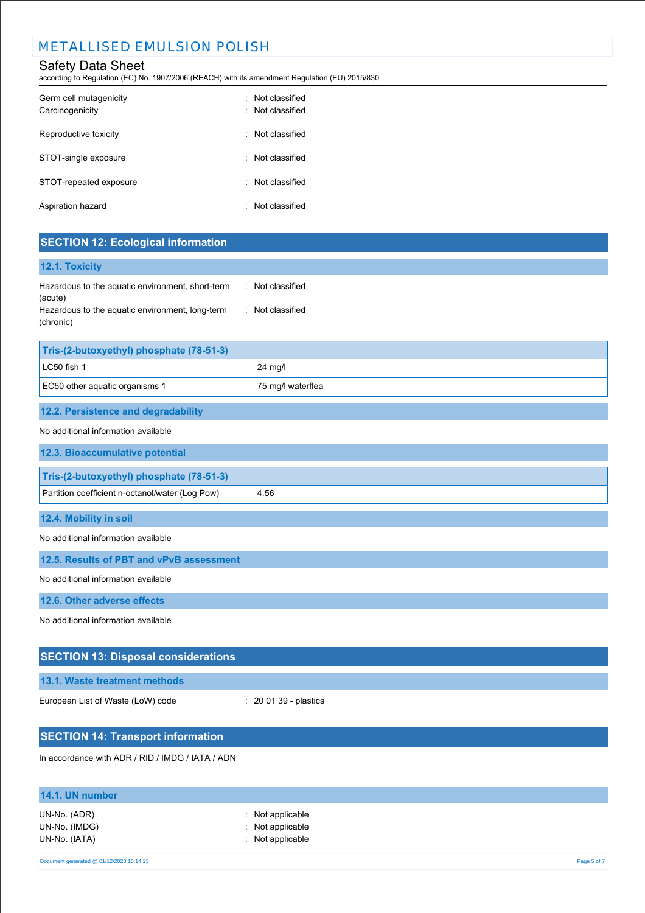| | |
|---|---|
| Germ cell mutagenicity | : Not classified |
| Carcinogenicity | : Not classified |
| Reproductive toxicity | : Not classified |
| STOT-single exposure | : Not classified |
| STOT-repeated exposure | : Not classified |
| Aspiration hazard | : Not classified |

## SECTION 12: Ecological information

### 12.1. Toxicity

| | |
|---|---|
| Hazardous to the aquatic environment, short-term (acute) | : Not classified |
| Hazardous to the aquatic environment, long-term (chronic) | : Not classified |

| Tris-(2-butoxyethyl) phosphate (78-51-3) | |
|---|---|
| LC50 fish 1 | 24 mg/l |
| EC50 other aquatic organisms 1 | 75 mg/l waterflea |

### 12.2. Persistence and degradability

No additional information available

### 12.3. Bioaccumulative potential

| Tris-(2-butoxyethyl) phosphate (78-51-3) | |
|---|---|
| Partition coefficient n-octanol/water (Log Pow) | 4.56 |

### 12.4. Mobility in soil

No additional information available

### 12.5. Results of PBT and vPvB assessment

No additional information available

### 12.6. Other adverse effects

No additional information available

## SECTION 13: Disposal considerations

### 13.1. Waste treatment methods

| | |
|---|---|
| European List of Waste (LoW) code | : 20 01 39 - plastics |

## SECTION 14: Transport information

In accordance with ADR / RID / IMDG / IATA / ADN

### 14.1. UN number

| | |
|---|---|
| UN-No. (ADR) | : Not applicable |
| UN-No. (IMDG) | : Not applicable |
| UN-No. (IATA) | : Not applicable |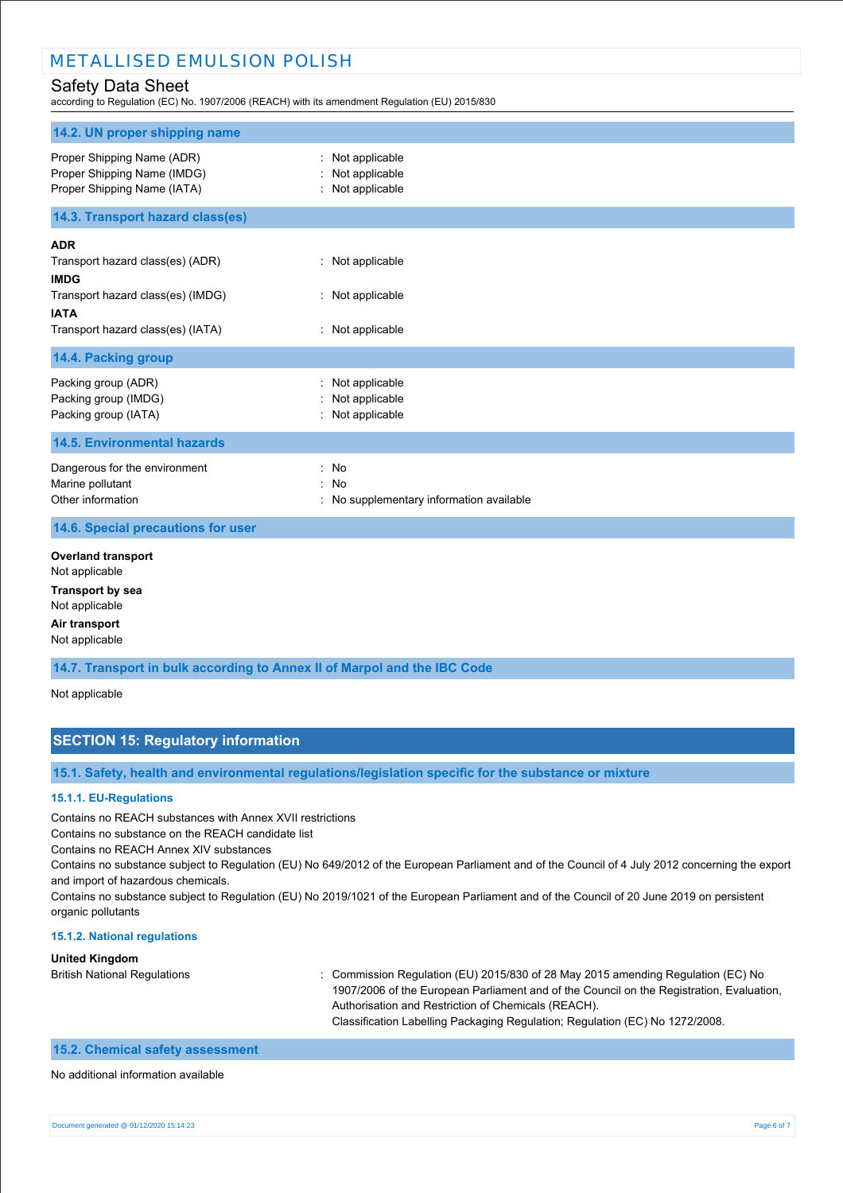### 14.2. UN proper shipping name

| | |
|---|---|
| Proper Shipping Name (ADR) | : Not applicable |
| Proper Shipping Name (IMDG) | : Not applicable |
| Proper Shipping Name (IATA) | : Not applicable |

### 14.3. Transport hazard class(es)

**ADR**

| | |
|---|---|
| Transport hazard class(es) (ADR) | : Not applicable |

**IMDG**

| | |
|---|---|
| Transport hazard class(es) (IMDG) | : Not applicable |

**IATA**

| | |
|---|---|
| Transport hazard class(es) (IATA) | : Not applicable |

### 14.4. Packing group

| | |
|---|---|
| Packing group (ADR) | : Not applicable |
| Packing group (IMDG) | : Not applicable |
| Packing group (IATA) | : Not applicable |

### 14.5. Environmental hazards

| | |
|---|---|
| Dangerous for the environment | : No |
| Marine pollutant | : No |
| Other information | : No supplementary information available |

### 14.6. Special precautions for user

**Overland transport**

Not applicable

**Transport by sea**

Not applicable

**Air transport**

Not applicable

### 14.7. Transport in bulk according to Annex II of Marpol and the IBC Code

Not applicable

## SECTION 15: Regulatory information

### 15.1. Safety, health and environmental regulations/legislation specific for the substance or mixture

#### 15.1.1. EU-Regulations

Contains no REACH substances with Annex XVII restrictions

Contains no substance on the REACH candidate list

Contains no REACH Annex XIV substances

Contains no substance subject to Regulation (EU) No 649/2012 of the European Parliament and of the Council of 4 July 2012 concerning the export and import of hazardous chemicals.

Contains no substance subject to Regulation (EU) No 2019/1021 of the European Parliament and of the Council of 20 June 2019 on persistent organic pollutants

#### 15.1.2. National regulations

**United Kingdom**

| | |
|---|---|
| British National Regulations | : Commission Regulation (EU) 2015/830 of 28 May 2015 amending Regulation (EC) No 1907/2006 of the European Parliament and of the Council on the Registration, Evaluation, Authorisation and Restriction of Chemicals (REACH). Classification Labelling Packaging Regulation; Regulation (EC) No 1272/2008. |

### 15.2. Chemical safety assessment

No additional information available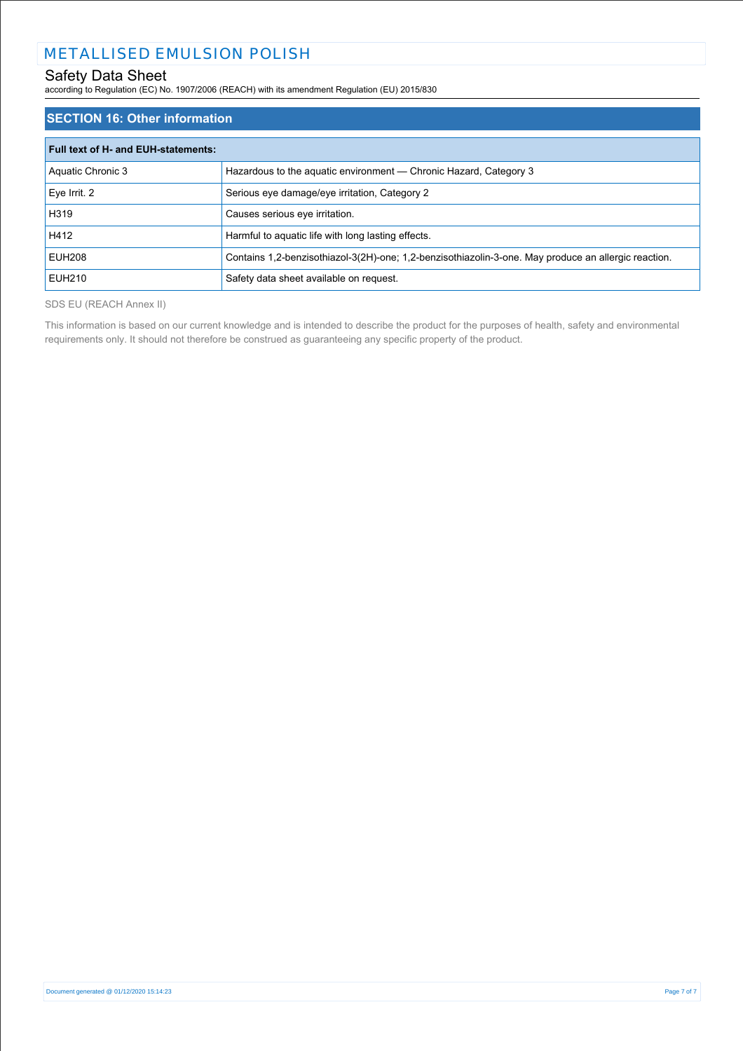## SECTION 16: Other information

| Full text of H- and EUH-statements: | |
|---|---|
| Aquatic Chronic 3 | Hazardous to the aquatic environment — Chronic Hazard, Category 3 |
| Eye Irrit. 2 | Serious eye damage/eye irritation, Category 2 |
| H319 | Causes serious eye irritation. |
| H412 | Harmful to aquatic life with long lasting effects. |
| EUH208 | Contains 1,2-benzisothiazol-3(2H)-one; 1,2-benzisothiazolin-3-one. May produce an allergic reaction. |
| EUH210 | Safety data sheet available on request. |

SDS EU (REACH Annex II)

This information is based on our current knowledge and is intended to describe the product for the purposes of health, safety and environmental requirements only. It should not therefore be construed as guaranteeing any specific property of the product.